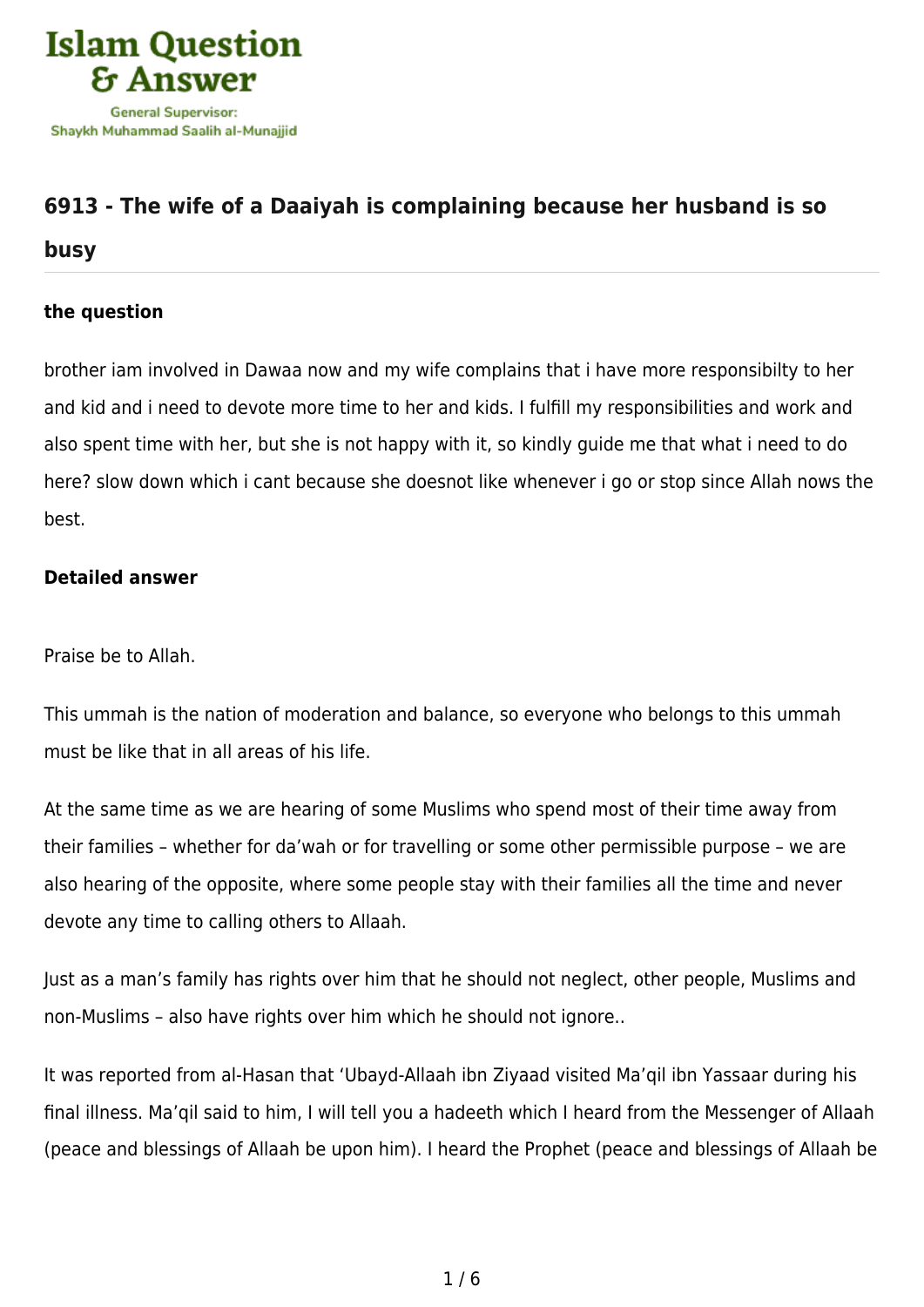Islam Question & Answer

General Supervisor: Shaykh Muhammad Saalih al-Munajjid

## 6913 - The wife of a Daaiyah is complaining because her husband is so busy

### the question

brother iam involved in Dawaa now and my wife complains that i have more responsibilty to her and kid and i need to devote more time to her and kids. I fulfill my responsibilities and work and also spent time with her, but she is not happy with it, so kindly guide me that what i need to do here? slow down which i cant because she doesnot like whenever i go or stop since Allah nows the best.

### Detailed answer

Praise be to Allah.

This ummah is the nation of moderation and balance, so everyone who belongs to this ummah must be like that in all areas of his life.

At the same time as we are hearing of some Muslims who spend most of their time away from their families – whether for da'wah or for travelling or some other permissible purpose – we are also hearing of the opposite, where some people stay with their families all the time and never devote any time to calling others to Allaah.

Just as a man's family has rights over him that he should not neglect, other people, Muslims and non-Muslims – also have rights over him which he should not ignore..

It was reported from al-Hasan that 'Ubayd-Allaah ibn Ziyaad visited Ma'qil ibn Yassaar during his final illness. Ma'qil said to him, I will tell you a hadeeth which I heard from the Messenger of Allaah (peace and blessings of Allaah be upon him). I heard the Prophet (peace and blessings of Allaah be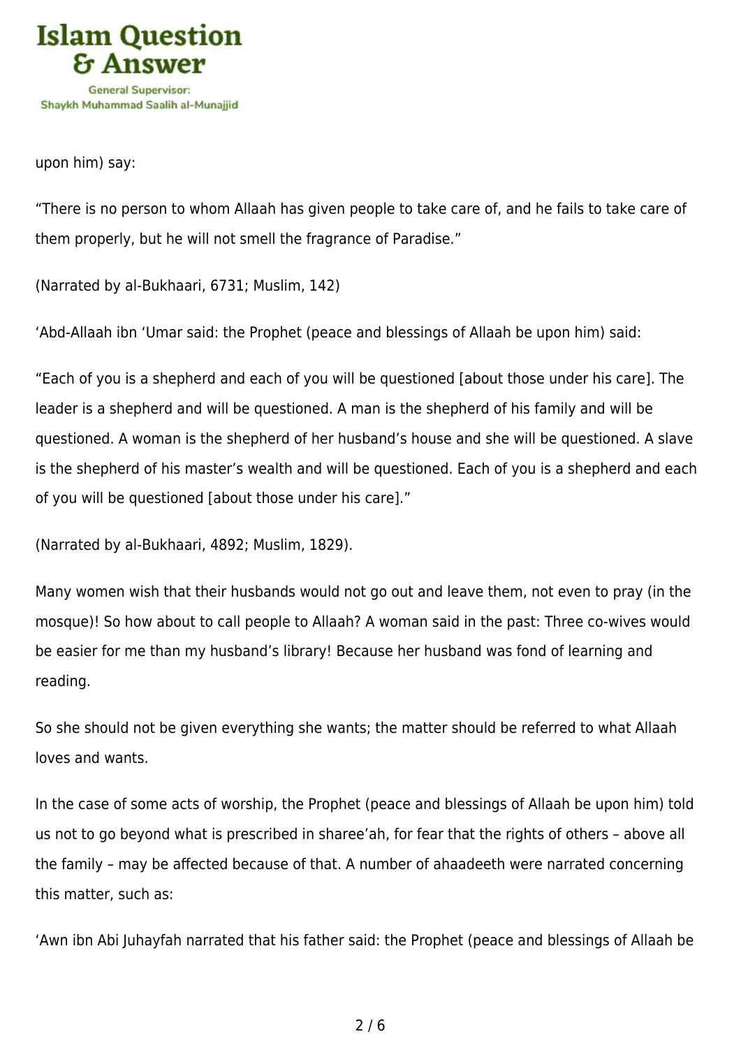upon him) say:

"There is no person to whom Allaah has given people to take care of, and he fails to take care of them properly, but he will not smell the fragrance of Paradise."

(Narrated by al-Bukhaari, 6731; Muslim, 142)

'Abd-Allaah ibn 'Umar said: the Prophet (peace and blessings of Allaah be upon him) said:

"Each of you is a shepherd and each of you will be questioned [about those under his care]. The leader is a shepherd and will be questioned. A man is the shepherd of his family and will be questioned. A woman is the shepherd of her husband's house and she will be questioned. A slave is the shepherd of his master's wealth and will be questioned. Each of you is a shepherd and each of you will be questioned [about those under his care]."

(Narrated by al-Bukhaari, 4892; Muslim, 1829).

Many women wish that their husbands would not go out and leave them, not even to pray (in the mosque)! So how about to call people to Allaah? A woman said in the past: Three co-wives would be easier for me than my husband's library! Because her husband was fond of learning and reading.

So she should not be given everything she wants; the matter should be referred to what Allaah loves and wants.

In the case of some acts of worship, the Prophet (peace and blessings of Allaah be upon him) told us not to go beyond what is prescribed in sharee'ah, for fear that the rights of others – above all the family – may be affected because of that. A number of ahaadeeth were narrated concerning this matter, such as:

'Awn ibn Abi Juhayfah narrated that his father said: the Prophet (peace and blessings of Allaah be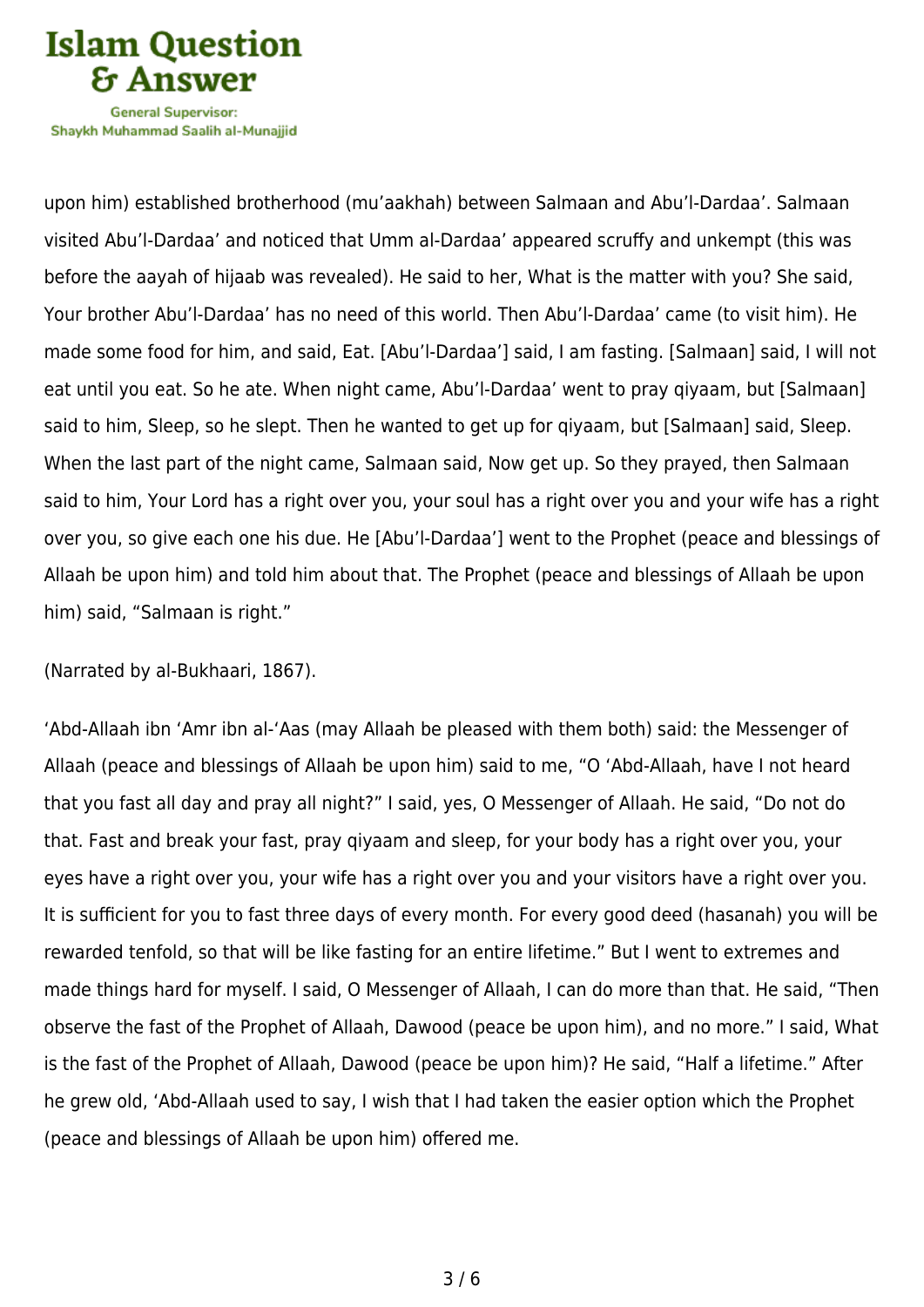upon him) established brotherhood (mu'aakhah) between Salmaan and Abu'l-Dardaa'. Salmaan visited Abu'l-Dardaa' and noticed that Umm al-Dardaa' appeared scruffy and unkempt (this was before the aayah of hijaab was revealed). He said to her, What is the matter with you? She said, Your brother Abu'l-Dardaa' has no need of this world. Then Abu'l-Dardaa' came (to visit him). He made some food for him, and said, Eat. [Abu'l-Dardaa'] said, I am fasting. [Salmaan] said, I will not eat until you eat. So he ate. When night came, Abu'l-Dardaa' went to pray qiyaam, but [Salmaan] said to him, Sleep, so he slept. Then he wanted to get up for qiyaam, but [Salmaan] said, Sleep. When the last part of the night came, Salmaan said, Now get up. So they prayed, then Salmaan said to him, Your Lord has a right over you, your soul has a right over you and your wife has a right over you, so give each one his due. He [Abu'l-Dardaa'] went to the Prophet (peace and blessings of Allaah be upon him) and told him about that. The Prophet (peace and blessings of Allaah be upon him) said, "Salmaan is right."

(Narrated by al-Bukhaari, 1867).

'Abd-Allaah ibn 'Amr ibn al-'Aas (may Allaah be pleased with them both) said: the Messenger of Allaah (peace and blessings of Allaah be upon him) said to me, "O 'Abd-Allaah, have I not heard that you fast all day and pray all night?" I said, yes, O Messenger of Allaah. He said, "Do not do that. Fast and break your fast, pray qiyaam and sleep, for your body has a right over you, your eyes have a right over you, your wife has a right over you and your visitors have a right over you. It is sufficient for you to fast three days of every month. For every good deed (hasanah) you will be rewarded tenfold, so that will be like fasting for an entire lifetime." But I went to extremes and made things hard for myself. I said, O Messenger of Allaah, I can do more than that. He said, "Then observe the fast of the Prophet of Allaah, Dawood (peace be upon him), and no more." I said, What is the fast of the Prophet of Allaah, Dawood (peace be upon him)? He said, "Half a lifetime." After he grew old, 'Abd-Allaah used to say, I wish that I had taken the easier option which the Prophet (peace and blessings of Allaah be upon him) offered me.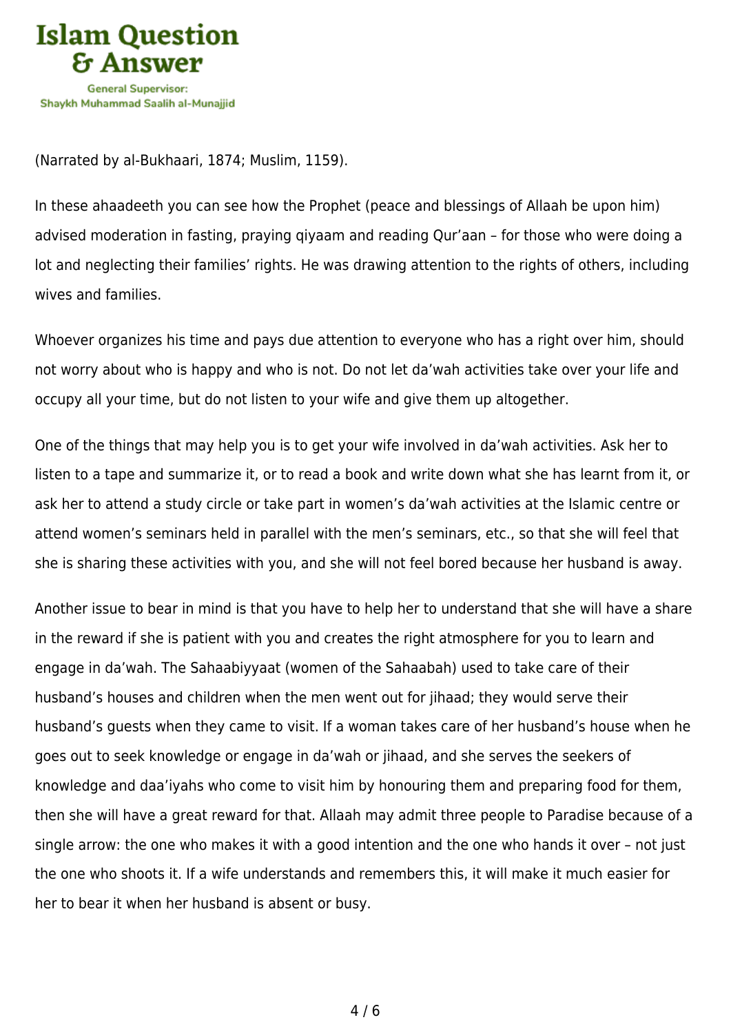(Narrated by al-Bukhaari, 1874; Muslim, 1159).

In these ahaadeeth you can see how the Prophet (peace and blessings of Allaah be upon him) advised moderation in fasting, praying qiyaam and reading Qur'aan – for those who were doing a lot and neglecting their families' rights. He was drawing attention to the rights of others, including wives and families.

Whoever organizes his time and pays due attention to everyone who has a right over him, should not worry about who is happy and who is not. Do not let da'wah activities take over your life and occupy all your time, but do not listen to your wife and give them up altogether.

One of the things that may help you is to get your wife involved in da'wah activities. Ask her to listen to a tape and summarize it, or to read a book and write down what she has learnt from it, or ask her to attend a study circle or take part in women's da'wah activities at the Islamic centre or attend women's seminars held in parallel with the men's seminars, etc., so that she will feel that she is sharing these activities with you, and she will not feel bored because her husband is away.

Another issue to bear in mind is that you have to help her to understand that she will have a share in the reward if she is patient with you and creates the right atmosphere for you to learn and engage in da'wah. The Sahaabiyyaat (women of the Sahaabah) used to take care of their husband's houses and children when the men went out for jihaad; they would serve their husband's guests when they came to visit. If a woman takes care of her husband's house when he goes out to seek knowledge or engage in da'wah or jihaad, and she serves the seekers of knowledge and daa'iyahs who come to visit him by honouring them and preparing food for them, then she will have a great reward for that. Allaah may admit three people to Paradise because of a single arrow: the one who makes it with a good intention and the one who hands it over – not just the one who shoots it. If a wife understands and remembers this, it will make it much easier for her to bear it when her husband is absent or busy.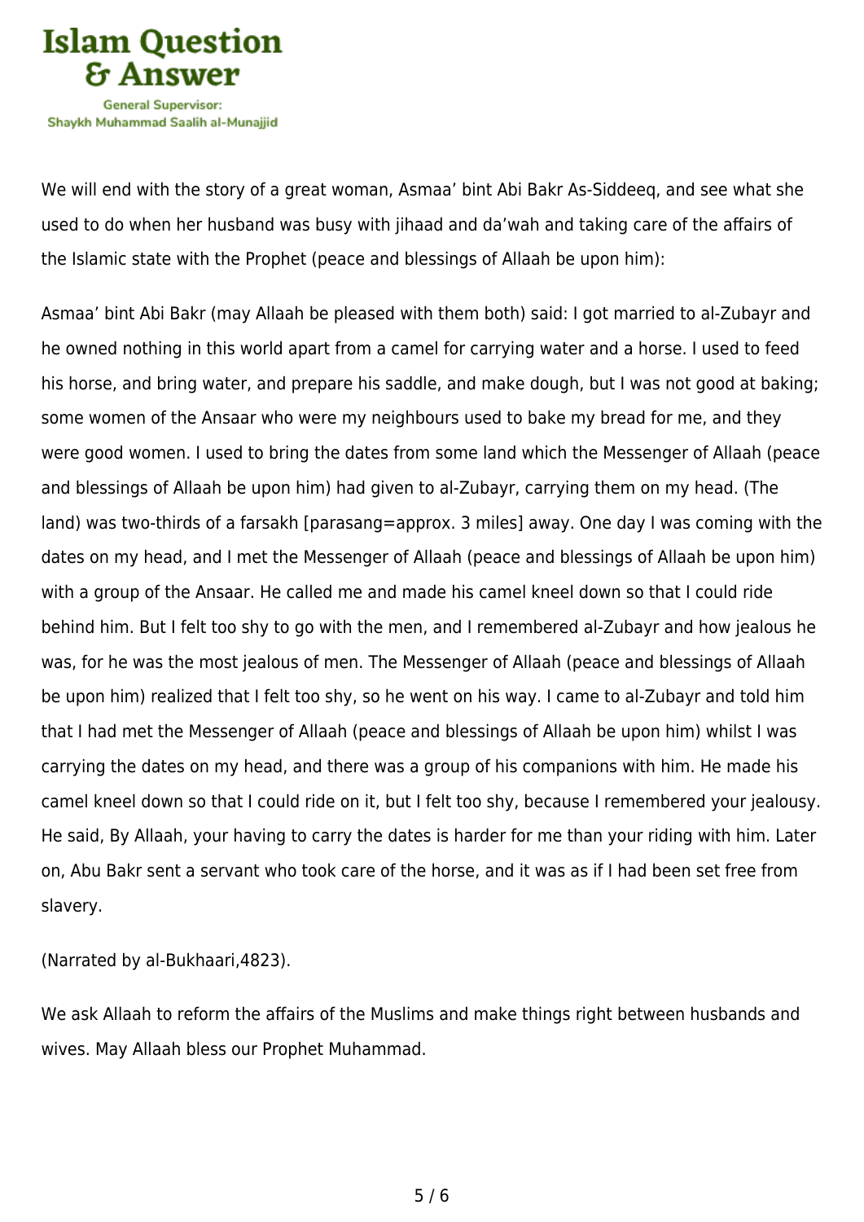We will end with the story of a great woman, Asmaa' bint Abi Bakr As-Siddeeq, and see what she used to do when her husband was busy with jihaad and da'wah and taking care of the affairs of the Islamic state with the Prophet (peace and blessings of Allaah be upon him):

Asmaa' bint Abi Bakr (may Allaah be pleased with them both) said: I got married to al-Zubayr and he owned nothing in this world apart from a camel for carrying water and a horse. I used to feed his horse, and bring water, and prepare his saddle, and make dough, but I was not good at baking; some women of the Ansaar who were my neighbours used to bake my bread for me, and they were good women. I used to bring the dates from some land which the Messenger of Allaah (peace and blessings of Allaah be upon him) had given to al-Zubayr, carrying them on my head. (The land) was two-thirds of a farsakh [parasang=approx. 3 miles] away. One day I was coming with the dates on my head, and I met the Messenger of Allaah (peace and blessings of Allaah be upon him) with a group of the Ansaar. He called me and made his camel kneel down so that I could ride behind him. But I felt too shy to go with the men, and I remembered al-Zubayr and how jealous he was, for he was the most jealous of men. The Messenger of Allaah (peace and blessings of Allaah be upon him) realized that I felt too shy, so he went on his way. I came to al-Zubayr and told him that I had met the Messenger of Allaah (peace and blessings of Allaah be upon him) whilst I was carrying the dates on my head, and there was a group of his companions with him. He made his camel kneel down so that I could ride on it, but I felt too shy, because I remembered your jealousy. He said, By Allaah, your having to carry the dates is harder for me than your riding with him. Later on, Abu Bakr sent a servant who took care of the horse, and it was as if I had been set free from slavery.

(Narrated by al-Bukhaari,4823).

We ask Allaah to reform the affairs of the Muslims and make things right between husbands and wives. May Allaah bless our Prophet Muhammad.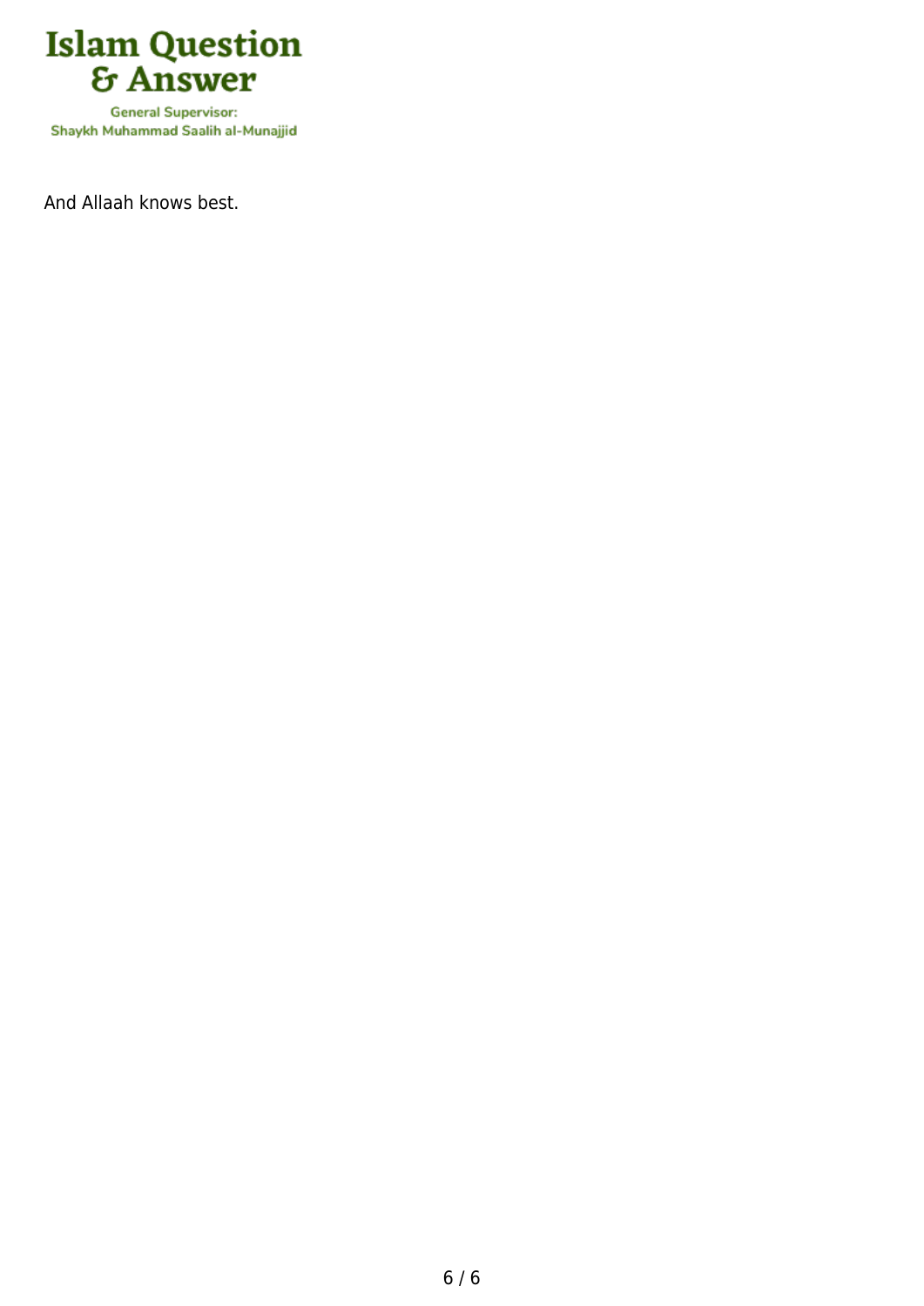And Allaah knows best.